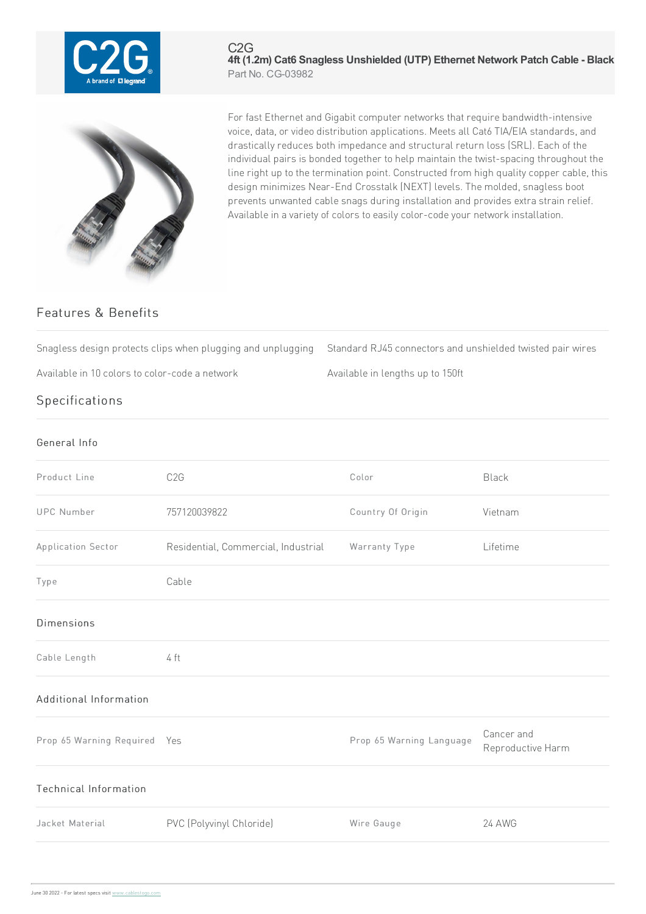C2G

# 4ft (1.2m) Cat6 Snagless Unshielded (UTP) Ethernet Network Patch Cable - Black

Part No. CG-03982

For fast Ethernet and Gigabit computer networks that require bandwidth-intensive voice, data, or video distribution applications. Meets all Cat6 TIA/EIA standards, and drastically reduces both impedance and structural return loss (SRL). Each of the individual pairs is bonded together to help maintain the twist-spacing throughout the line right up to the termination point. Constructed from high quality copper cable, this design minimizes Near-End Crosstalk (NEXT) levels. The molded, snagless boot prevents unwanted cable snags during installation and provides extra strain relief. Available in a variety of colors to easily color-code your network installation.

## Features & Benefits

- Snagless design protects clips when plugging and unplugging
- Standard RJ45 connectors and unshielded twisted pair wires
- Available in 10 colors to color-code a network
- Available in lengths up to 150ft

## Specifications

### General Info

| | | | |
|---|---|---|---|
| Product Line | C2G | Color | Black |
| UPC Number | 757120039822 | Country Of Origin | Vietnam |
| Application Sector | Residential, Commercial, Industrial | Warranty Type | Lifetime |
| Type | Cable | | |

### Dimensions

| | |
|---|---|
| Cable Length | 4 ft |

### Additional Information

| | | | |
|---|---|---|---|
| Prop 65 Warning Required | Yes | Prop 65 Warning Language | Cancer and Reproductive Harm |

### Technical Information

| | | | |
|---|---|---|---|
| Jacket Material | PVC (Polyvinyl Chloride) | Wire Gauge | 24 AWG |

June 30 2022 - For latest specs visit www.cablestogo.com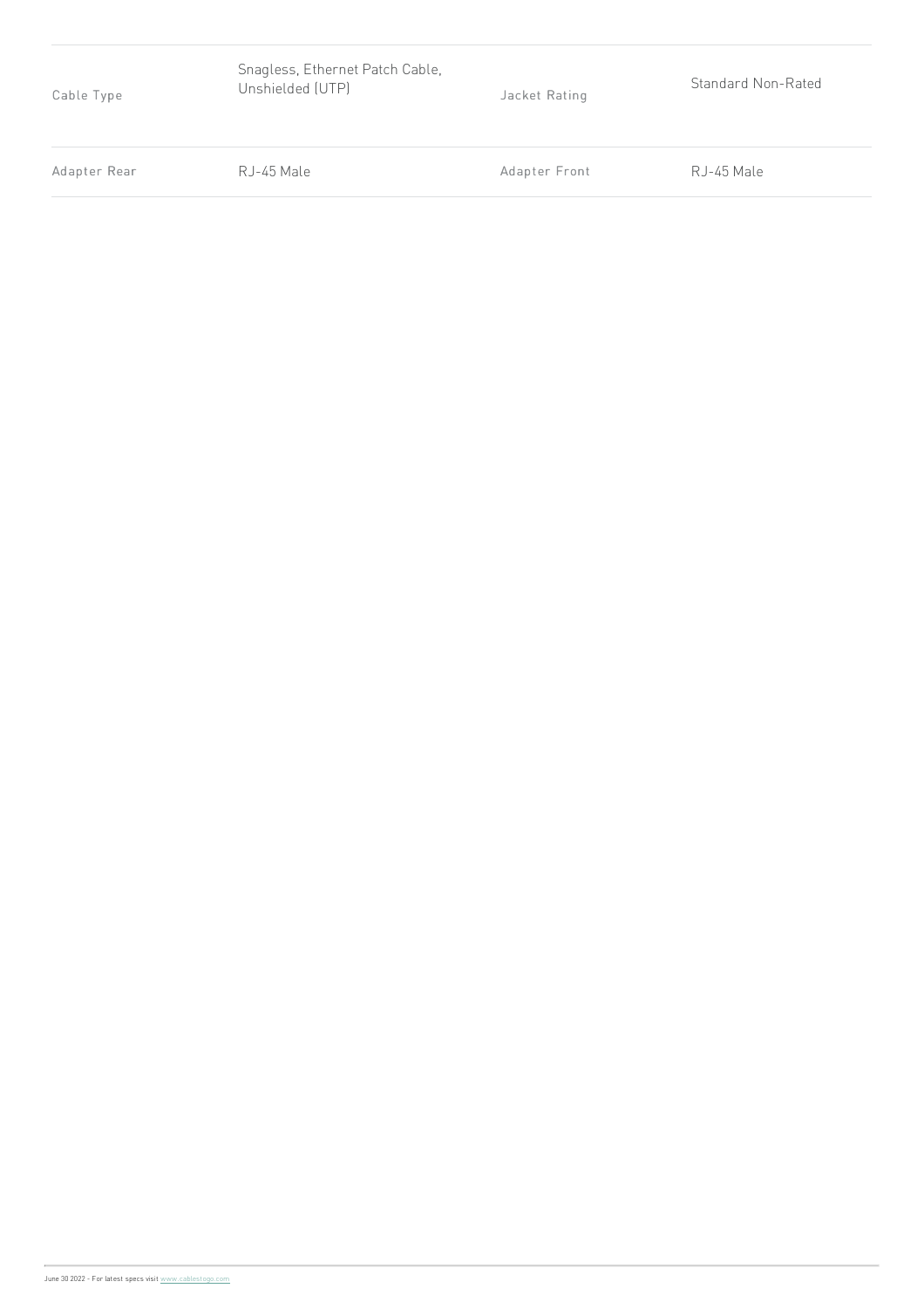| | | | |
|---|---|---|---|
| Cable Type | Snagless, Ethernet Patch Cable, Unshielded (UTP) | Jacket Rating | Standard Non-Rated |
| Adapter Rear | RJ-45 Male | Adapter Front | RJ-45 Male |

June 30 2022 - For latest specs visit www.cablestogo.com